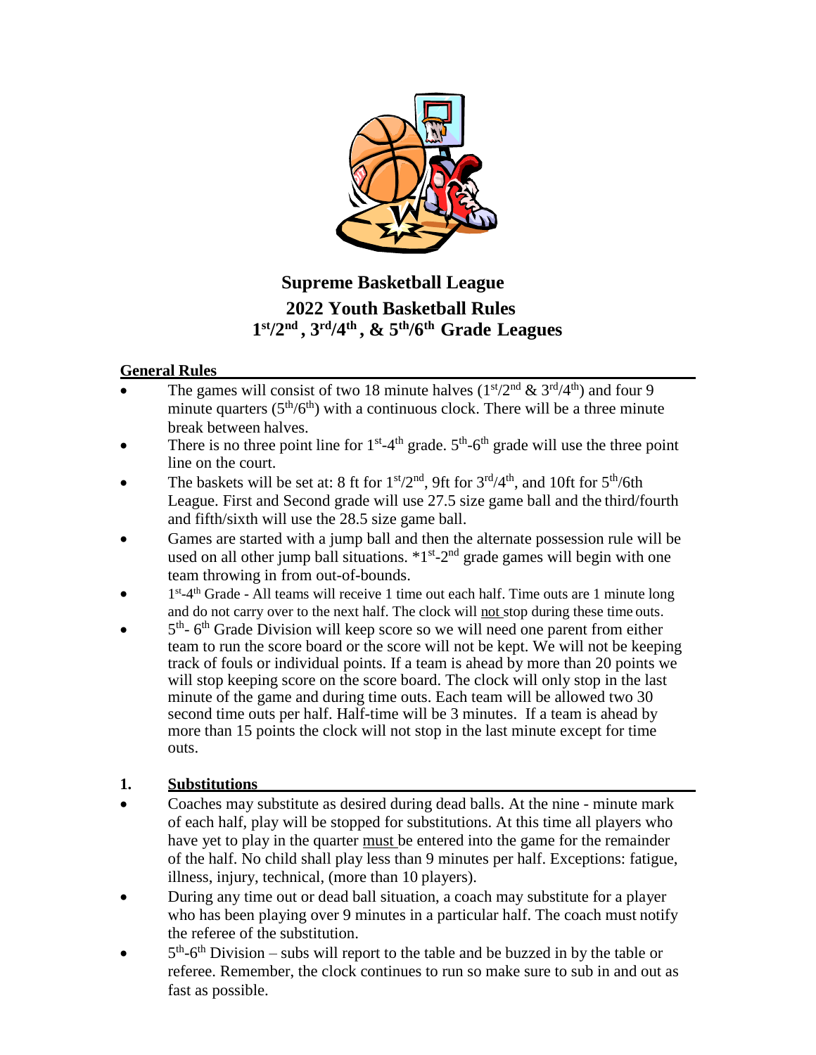# Supreme Basketball League

## 2022 Youth Basketball Rules

## 1st/2nd, 3rd/4th, & 5th/6th Grade Leagues

### General Rules

- The games will consist of two 18 minute halves (1st/2nd & 3rd/4th) and four 9 minute quarters (5th/6th) with a continuous clock. There will be a three minute break between halves.
- There is no three point line for 1st-4th grade. 5th-6th grade will use the three point line on the court.
- The baskets will be set at: 8 ft for 1st/2nd, 9ft for 3rd/4th, and 10ft for 5th/6th League. First and Second grade will use 27.5 size game ball and the third/fourth and fifth/sixth will use the 28.5 size game ball.
- Games are started with a jump ball and then the alternate possession rule will be used on all other jump ball situations. *1st-2nd grade games will begin with one team throwing in from out-of-bounds.
- 1st-4th Grade - All teams will receive 1 time out each half. Time outs are 1 minute long and do not carry over to the next half. The clock will not stop during these time outs.
- 5th- 6th Grade Division will keep score so we will need one parent from either team to run the score board or the score will not be kept. We will not be keeping track of fouls or individual points. If a team is ahead by more than 20 points we will stop keeping score on the score board. The clock will only stop in the last minute of the game and during time outs. Each team will be allowed two 30 second time outs per half. Half-time will be 3 minutes. If a team is ahead by more than 15 points the clock will not stop in the last minute except for time outs.

### 1. Substitutions

- Coaches may substitute as desired during dead balls. At the nine - minute mark of each half, play will be stopped for substitutions. At this time all players who have yet to play in the quarter must be entered into the game for the remainder of the half. No child shall play less than 9 minutes per half. Exceptions: fatigue, illness, injury, technical, (more than 10 players).
- During any time out or dead ball situation, a coach may substitute for a player who has been playing over 9 minutes in a particular half. The coach must notify the referee of the substitution.
- 5th-6th Division – subs will report to the table and be buzzed in by the table or referee. Remember, the clock continues to run so make sure to sub in and out as fast as possible.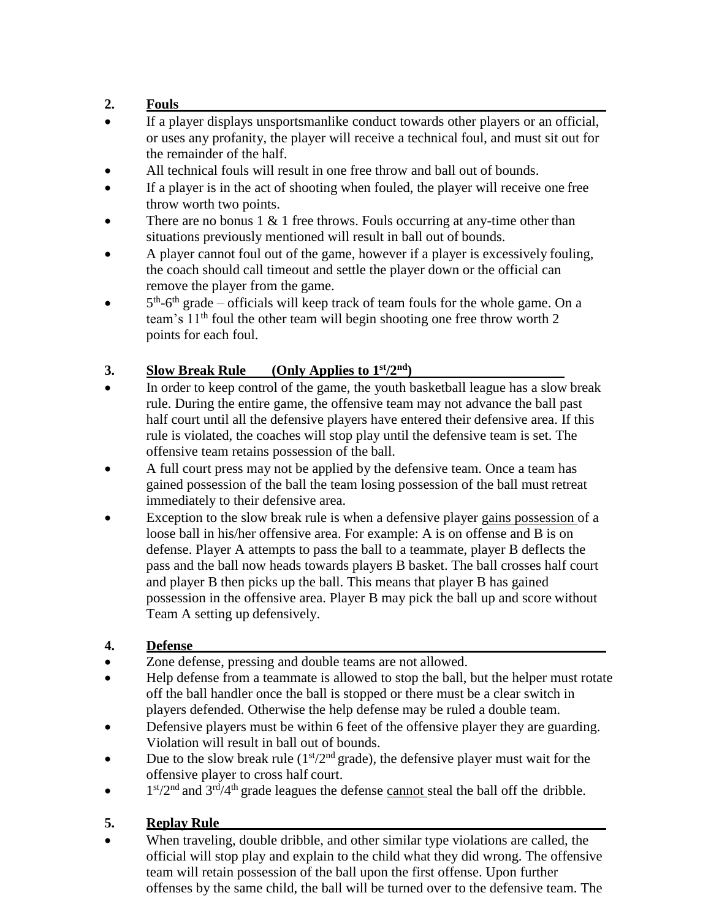## 2. Fouls

- If a player displays unsportsmanlike conduct towards other players or an official, or uses any profanity, the player will receive a technical foul, and must sit out for the remainder of the half.
- All technical fouls will result in one free throw and ball out of bounds.
- If a player is in the act of shooting when fouled, the player will receive one free throw worth two points.
- There are no bonus 1 & 1 free throws. Fouls occurring at any-time other than situations previously mentioned will result in ball out of bounds.
- A player cannot foul out of the game, however if a player is excessively fouling, the coach should call timeout and settle the player down or the official can remove the player from the game.
- $5^{th}$-$6^{th}$ grade – officials will keep track of team fouls for the whole game. On a team's $11^{th}$ foul the other team will begin shooting one free throw worth 2 points for each foul.

## 3. Slow Break Rule (Only Applies to $1^{st}/2^{nd}$)

- In order to keep control of the game, the youth basketball league has a slow break rule. During the entire game, the offensive team may not advance the ball past half court until all the defensive players have entered their defensive area. If this rule is violated, the coaches will stop play until the defensive team is set. The offensive team retains possession of the ball.
- A full court press may not be applied by the defensive team. Once a team has gained possession of the ball the team losing possession of the ball must retreat immediately to their defensive area.
- Exception to the slow break rule is when a defensive player gains possession of a loose ball in his/her offensive area. For example: A is on offense and B is on defense. Player A attempts to pass the ball to a teammate, player B deflects the pass and the ball now heads towards players B basket. The ball crosses half court and player B then picks up the ball. This means that player B has gained possession in the offensive area. Player B may pick the ball up and score without Team A setting up defensively.

## 4. Defense

- Zone defense, pressing and double teams are not allowed.
- Help defense from a teammate is allowed to stop the ball, but the helper must rotate off the ball handler once the ball is stopped or there must be a clear switch in players defended. Otherwise the help defense may be ruled a double team.
- Defensive players must be within 6 feet of the offensive player they are guarding. Violation will result in ball out of bounds.
- Due to the slow break rule ($1^{st}/2^{nd}$ grade), the defensive player must wait for the offensive player to cross half court.
- $1^{st}/2^{nd}$ and $3^{rd}/4^{th}$ grade leagues the defense cannot steal the ball off the dribble.

## 5. Replay Rule

- When traveling, double dribble, and other similar type violations are called, the official will stop play and explain to the child what they did wrong. The offensive team will retain possession of the ball upon the first offense. Upon further offenses by the same child, the ball will be turned over to the defensive team. The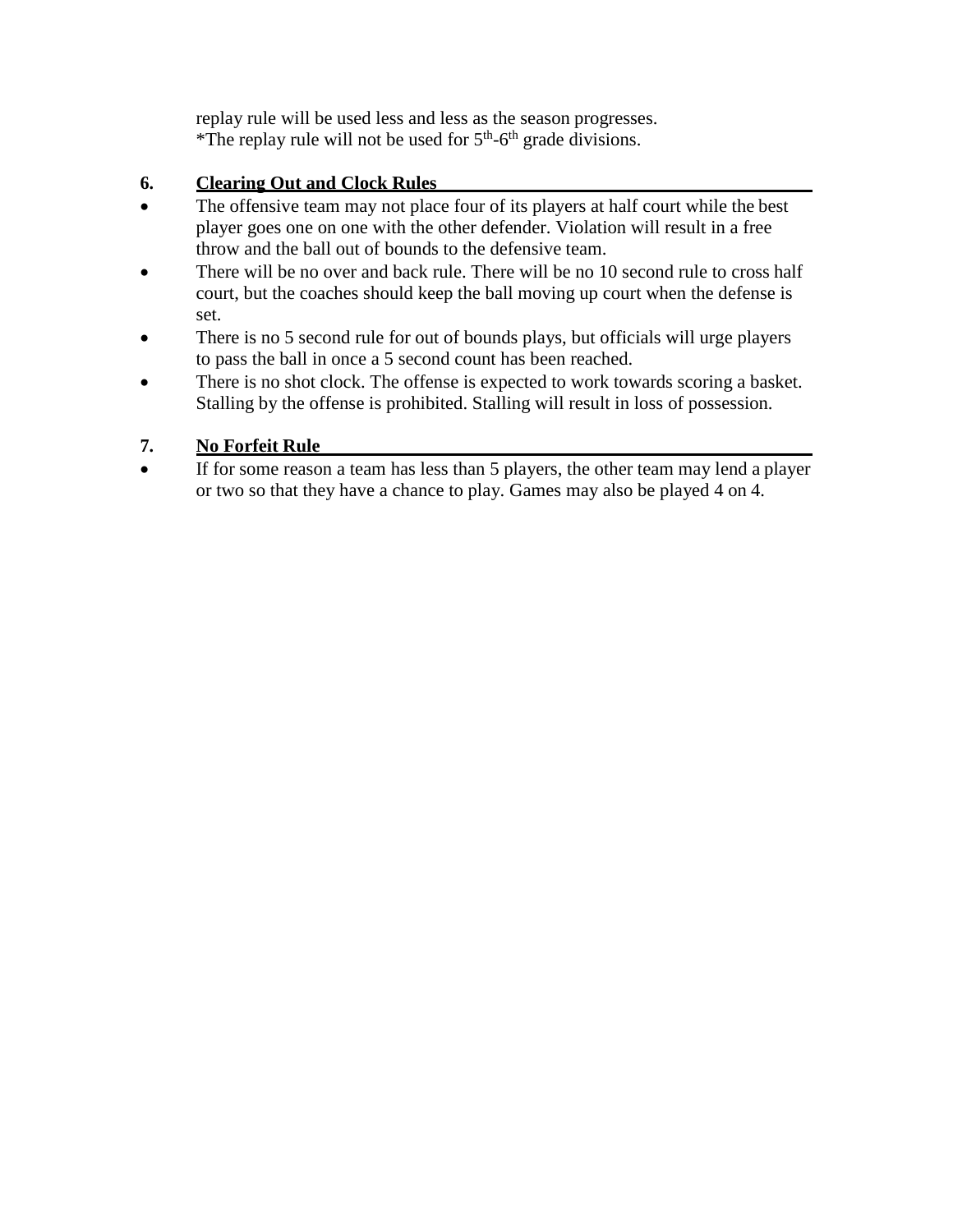replay rule will be used less and less as the season progresses.
*The replay rule will not be used for $5^{th}$-$6^{th}$ grade divisions.

**6. Clearing Out and Clock Rules**

- The offensive team may not place four of its players at half court while the best player goes one on one with the other defender. Violation will result in a free throw and the ball out of bounds to the defensive team.
- There will be no over and back rule. There will be no 10 second rule to cross half court, but the coaches should keep the ball moving up court when the defense is set.
- There is no 5 second rule for out of bounds plays, but officials will urge players to pass the ball in once a 5 second count has been reached.
- There is no shot clock. The offense is expected to work towards scoring a basket. Stalling by the offense is prohibited. Stalling will result in loss of possession.

**7. No Forfeit Rule**

- If for some reason a team has less than 5 players, the other team may lend a player or two so that they have a chance to play. Games may also be played 4 on 4.